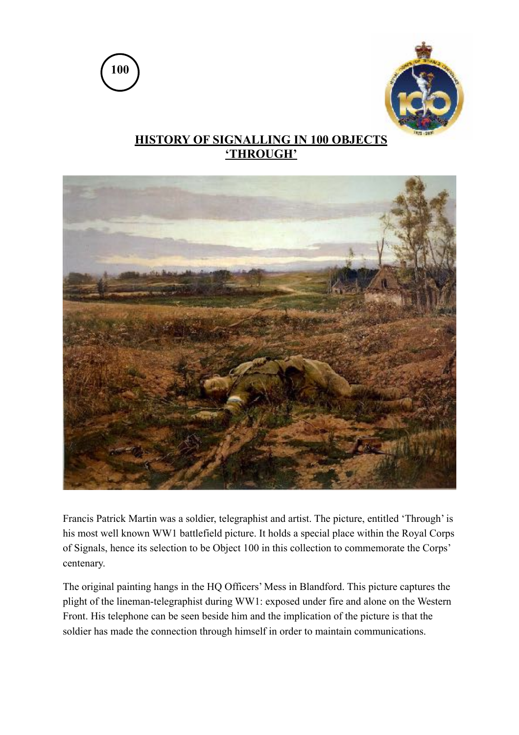100

# HISTORY OF SIGNALLING IN 100 OBJECTS
# 'THROUGH'

Francis Patrick Martin was a soldier, telegraphist and artist. The picture, entitled 'Through' is his most well known WW1 battlefield picture. It holds a special place within the Royal Corps of Signals, hence its selection to be Object 100 in this collection to commemorate the Corps' centenary.

The original painting hangs in the HQ Officers' Mess in Blandford. This picture captures the plight of the lineman-telegraphist during WW1: exposed under fire and alone on the Western Front. His telephone can be seen beside him and the implication of the picture is that the soldier has made the connection through himself in order to maintain communications.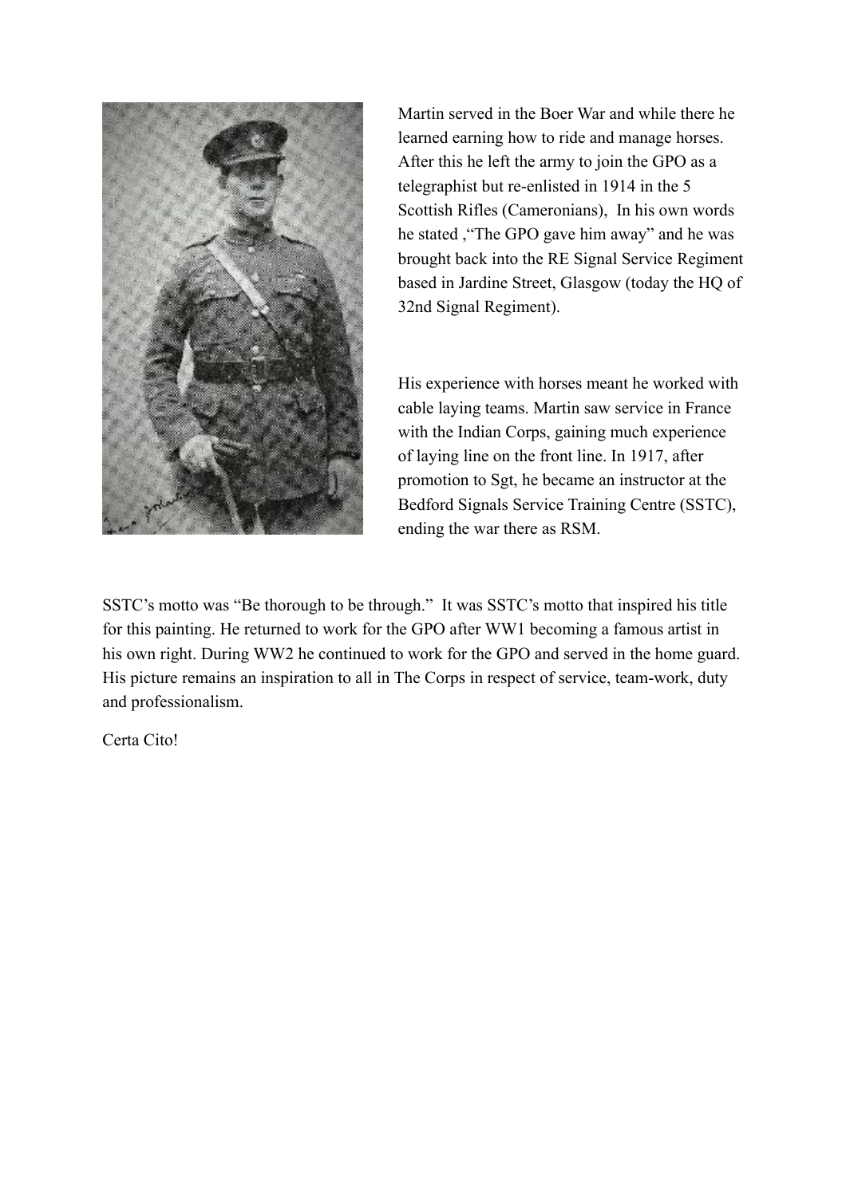Martin served in the Boer War and while there he learned earning how to ride and manage horses. After this he left the army to join the GPO as a telegraphist but re-enlisted in 1914 in the 5 Scottish Rifles (Cameronians), In his own words he stated ,"The GPO gave him away" and he was brought back into the RE Signal Service Regiment based in Jardine Street, Glasgow (today the HQ of 32nd Signal Regiment).

His experience with horses meant he worked with cable laying teams. Martin saw service in France with the Indian Corps, gaining much experience of laying line on the front line. In 1917, after promotion to Sgt, he became an instructor at the Bedford Signals Service Training Centre (SSTC), ending the war there as RSM.

SSTC's motto was "Be thorough to be through." It was SSTC's motto that inspired his title for this painting. He returned to work for the GPO after WW1 becoming a famous artist in his own right. During WW2 he continued to work for the GPO and served in the home guard. His picture remains an inspiration to all in The Corps in respect of service, team-work, duty and professionalism.

Certa Cito!